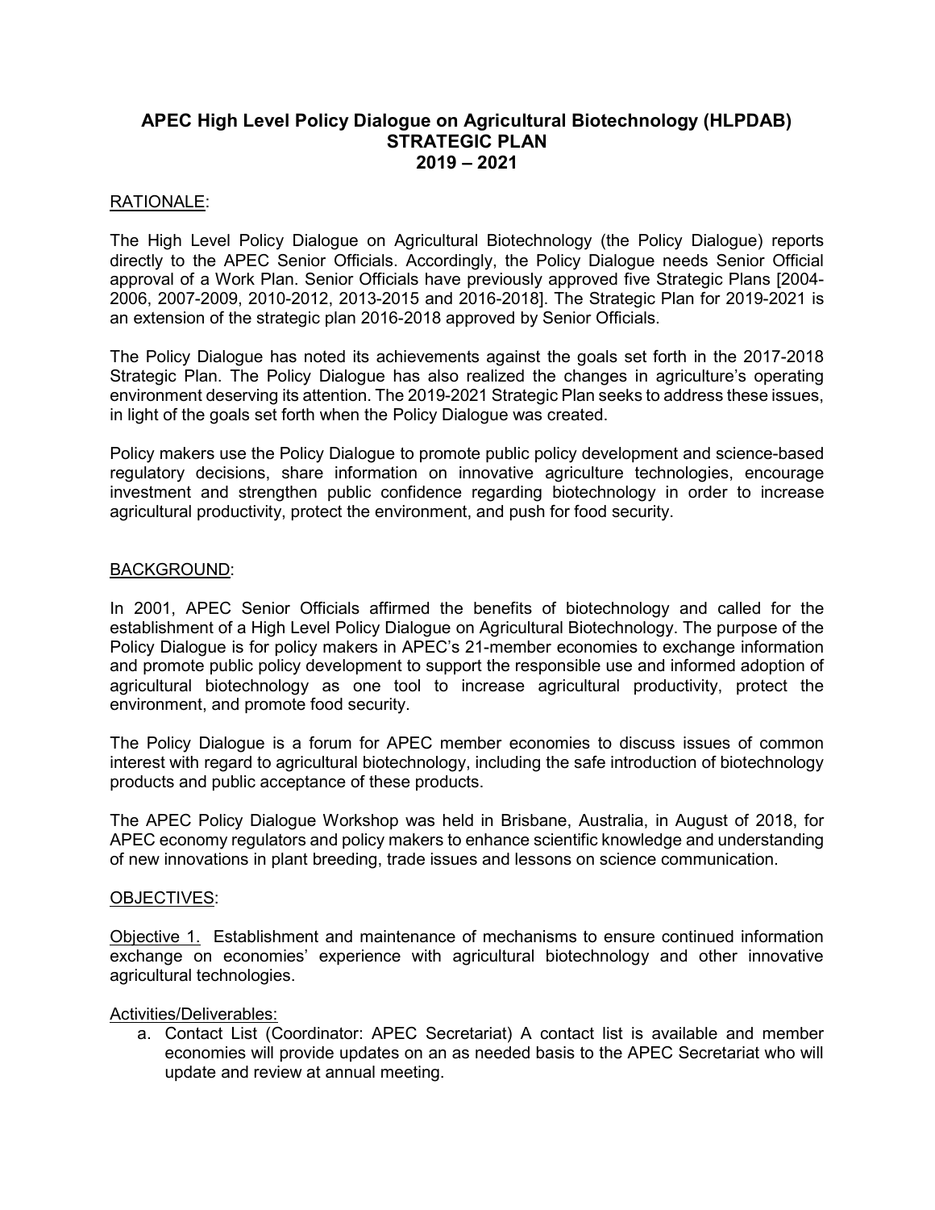# APEC High Level Policy Dialogue on Agricultural Biotechnology (HLPDAB) STRATEGIC PLAN 2019 – 2021

## RATIONALE:

The High Level Policy Dialogue on Agricultural Biotechnology (the Policy Dialogue) reports directly to the APEC Senior Officials. Accordingly, the Policy Dialogue needs Senior Official approval of a Work Plan. Senior Officials have previously approved five Strategic Plans [2004-2006, 2007-2009, 2010-2012, 2013-2015 and 2016-2018]. The Strategic Plan for 2019-2021 is an extension of the strategic plan 2016-2018 approved by Senior Officials.

The Policy Dialogue has noted its achievements against the goals set forth in the 2017-2018 Strategic Plan. The Policy Dialogue has also realized the changes in agriculture's operating environment deserving its attention. The 2019-2021 Strategic Plan seeks to address these issues, in light of the goals set forth when the Policy Dialogue was created.

Policy makers use the Policy Dialogue to promote public policy development and science-based regulatory decisions, share information on innovative agriculture technologies, encourage investment and strengthen public confidence regarding biotechnology in order to increase agricultural productivity, protect the environment, and push for food security.

## BACKGROUND:

In 2001, APEC Senior Officials affirmed the benefits of biotechnology and called for the establishment of a High Level Policy Dialogue on Agricultural Biotechnology. The purpose of the Policy Dialogue is for policy makers in APEC's 21-member economies to exchange information and promote public policy development to support the responsible use and informed adoption of agricultural biotechnology as one tool to increase agricultural productivity, protect the environment, and promote food security.

The Policy Dialogue is a forum for APEC member economies to discuss issues of common interest with regard to agricultural biotechnology, including the safe introduction of biotechnology products and public acceptance of these products.

The APEC Policy Dialogue Workshop was held in Brisbane, Australia, in August of 2018, for APEC economy regulators and policy makers to enhance scientific knowledge and understanding of new innovations in plant breeding, trade issues and lessons on science communication.

## OBJECTIVES:

Objective 1. Establishment and maintenance of mechanisms to ensure continued information exchange on economies' experience with agricultural biotechnology and other innovative agricultural technologies.

Activities/Deliverables:

a. Contact List (Coordinator: APEC Secretariat) A contact list is available and member economies will provide updates on an as needed basis to the APEC Secretariat who will update and review at annual meeting.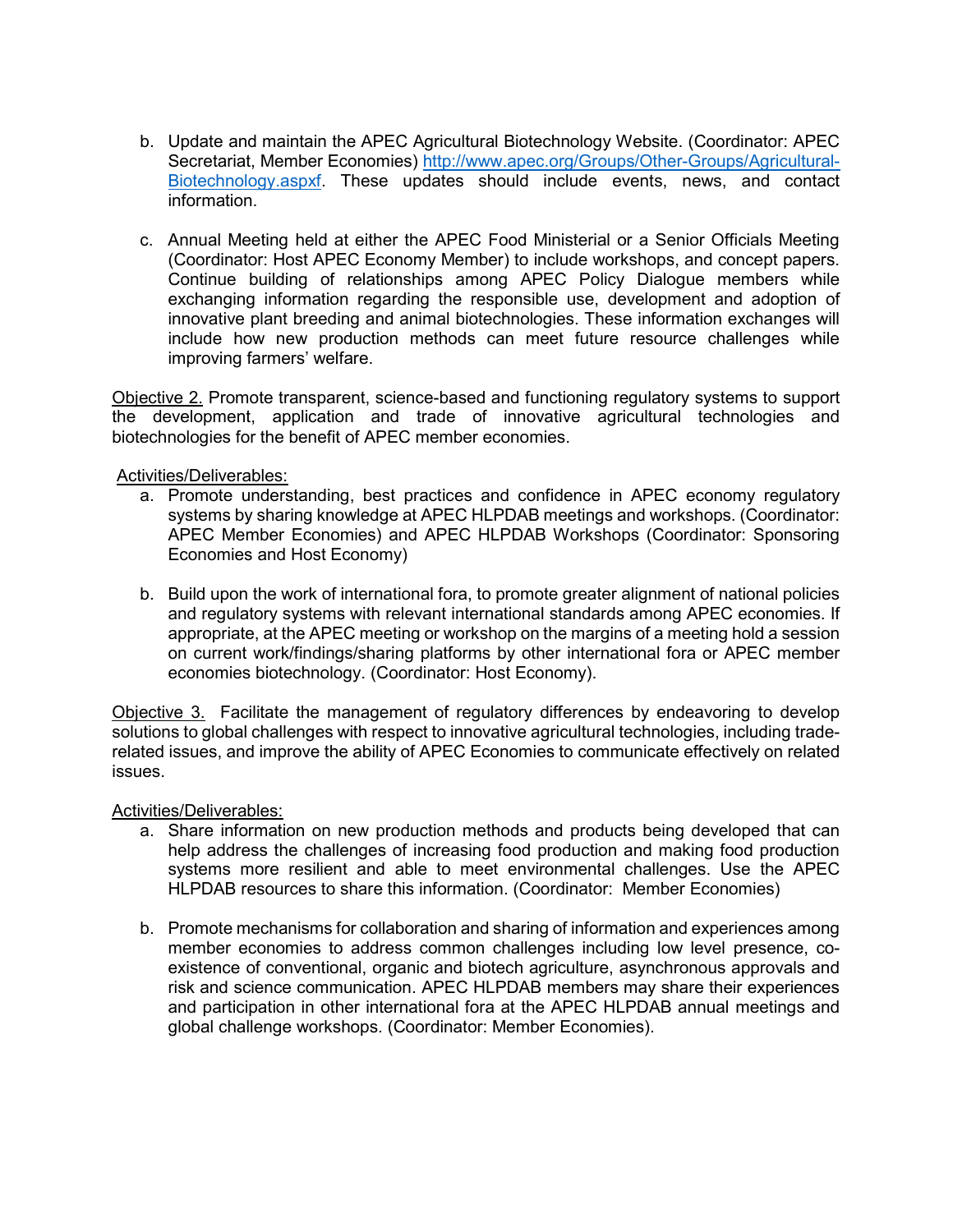b. Update and maintain the APEC Agricultural Biotechnology Website. (Coordinator: APEC Secretariat, Member Economies) [http://www.apec.org/Groups/Other-Groups/Agricultural-Biotechnology.aspxf](http://www.apec.org/Groups/Other-Groups/Agricultural-Biotechnology.aspxf). These updates should include events, news, and contact information.

c. Annual Meeting held at either the APEC Food Ministerial or a Senior Officials Meeting (Coordinator: Host APEC Economy Member) to include workshops, and concept papers. Continue building of relationships among APEC Policy Dialogue members while exchanging information regarding the responsible use, development and adoption of innovative plant breeding and animal biotechnologies. These information exchanges will include how new production methods can meet future resource challenges while improving farmers' welfare.

<u>Objective 2.</u> Promote transparent, science-based and functioning regulatory systems to support the development, application and trade of innovative agricultural technologies and biotechnologies for the benefit of APEC member economies.

<u>Activities/Deliverables:</u>

a. Promote understanding, best practices and confidence in APEC economy regulatory systems by sharing knowledge at APEC HLPDAB meetings and workshops. (Coordinator: APEC Member Economies) and APEC HLPDAB Workshops (Coordinator: Sponsoring Economies and Host Economy)

b. Build upon the work of international fora, to promote greater alignment of national policies and regulatory systems with relevant international standards among APEC economies. If appropriate, at the APEC meeting or workshop on the margins of a meeting hold a session on current work/findings/sharing platforms by other international fora or APEC member economies biotechnology. (Coordinator: Host Economy).

<u>Objective 3.</u> Facilitate the management of regulatory differences by endeavoring to develop solutions to global challenges with respect to innovative agricultural technologies, including trade-related issues, and improve the ability of APEC Economies to communicate effectively on related issues.

<u>Activities/Deliverables:</u>

a. Share information on new production methods and products being developed that can help address the challenges of increasing food production and making food production systems more resilient and able to meet environmental challenges. Use the APEC HLPDAB resources to share this information. (Coordinator: Member Economies)

b. Promote mechanisms for collaboration and sharing of information and experiences among member economies to address common challenges including low level presence, co-existence of conventional, organic and biotech agriculture, asynchronous approvals and risk and science communication. APEC HLPDAB members may share their experiences and participation in other international fora at the APEC HLPDAB annual meetings and global challenge workshops. (Coordinator: Member Economies).